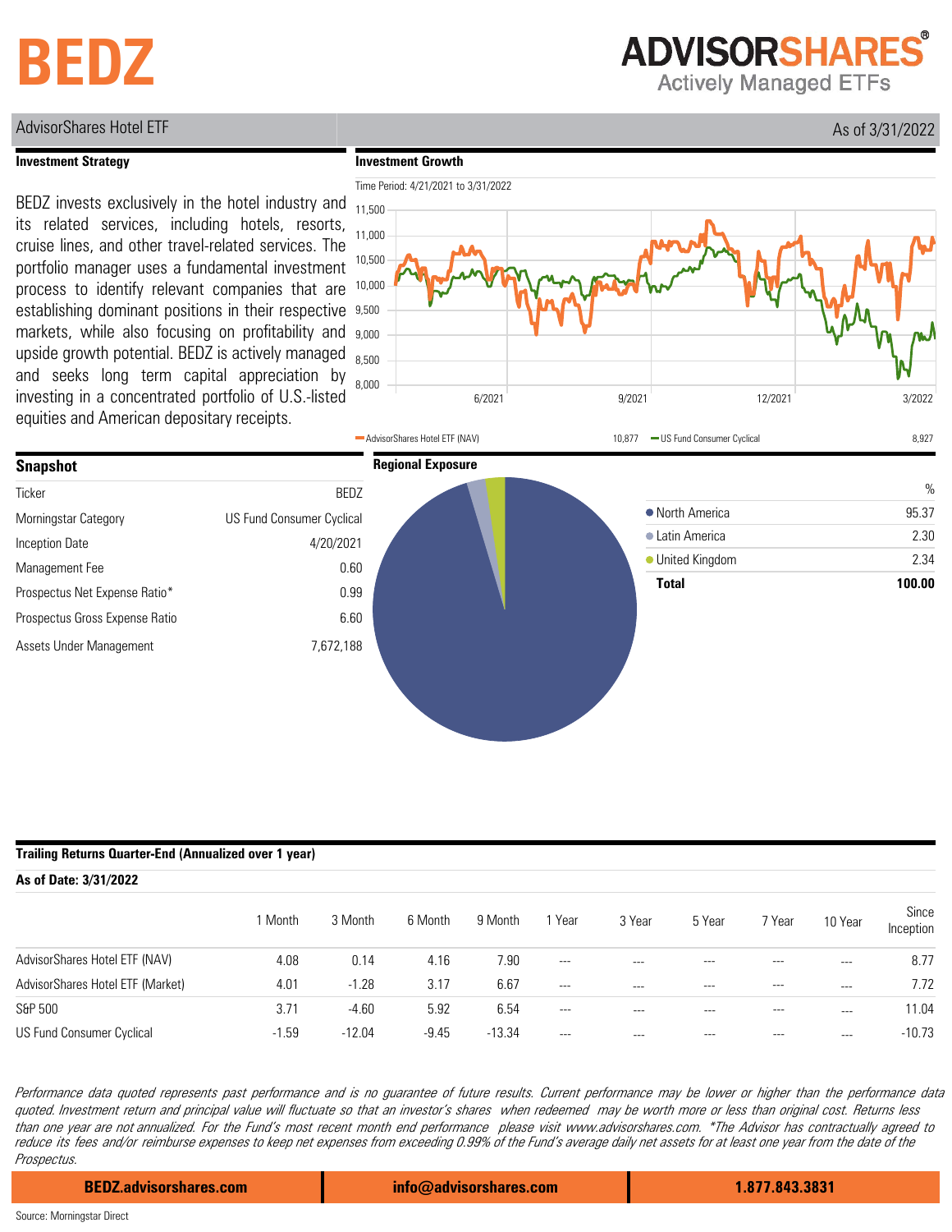# BEDZ

**ADVISORSHARES®**
Actively Managed ETFs

AdvisorShares Hotel ETF — As of 3/31/2022

## Investment Strategy

BEDZ invests exclusively in the hotel industry and its related services, including hotels, resorts, cruise lines, and other travel-related services. The portfolio manager uses a fundamental investment process to identify relevant companies that are establishing dominant positions in their respective markets, while also focusing on profitability and upside growth potential. BEDZ is actively managed and seeks long term capital appreciation by investing in a concentrated portfolio of U.S.-listed equities and American depositary receipts.

## Investment Growth

Time Period: 4/21/2021 to 3/31/2022

| Series | Value |
|---|---|
| AdvisorShares Hotel ETF (NAV) | 10,877 |
| US Fund Consumer Cyclical | 8,927 |

## Snapshot

| | |
|---|---|
| Ticker | BEDZ |
| Morningstar Category | US Fund Consumer Cyclical |
| Inception Date | 4/20/2021 |
| Management Fee | 0.60 |
| Prospectus Net Expense Ratio* | 0.99 |
| Prospectus Gross Expense Ratio | 6.60 |
| Assets Under Management | 7,672,188 |

## Regional Exposure

| | % |
|---|---|
| North America | 95.37 |
| Latin America | 2.30 |
| United Kingdom | 2.34 |
| **Total** | **100.00** |

## Trailing Returns Quarter-End (Annualized over 1 year)

**As of Date: 3/31/2022**

| | 1 Month | 3 Month | 6 Month | 9 Month | 1 Year | 3 Year | 5 Year | 7 Year | 10 Year | Since Inception |
|---|---|---|---|---|---|---|---|---|---|---|
| AdvisorShares Hotel ETF (NAV) | 4.08 | 0.14 | 4.16 | 7.90 | --- | --- | --- | --- | --- | 8.77 |
| AdvisorShares Hotel ETF (Market) | 4.01 | -1.28 | 3.17 | 6.67 | --- | --- | --- | --- | --- | 7.72 |
| S&P 500 | 3.71 | -4.60 | 5.92 | 6.54 | --- | --- | --- | --- | --- | 11.04 |
| US Fund Consumer Cyclical | -1.59 | -12.04 | -9.45 | -13.34 | --- | --- | --- | --- | --- | -10.73 |

*Performance data quoted represents past performance and is no guarantee of future results. Current performance may be lower or higher than the performance data quoted. Investment return and principal value will fluctuate so that an investor's shares when redeemed may be worth more or less than original cost. Returns less than one year are not annualized. For the Fund's most recent month end performance please visit www.advisorshares.com. *The Advisor has contractually agreed to reduce its fees and/or reimburse expenses to keep net expenses from exceeding 0.99% of the Fund's average daily net assets for at least one year from the date of the Prospectus.*

**BEDZ.advisorshares.com** | **info@advisorshares.com** | **1.877.843.3831**

Source: Morningstar Direct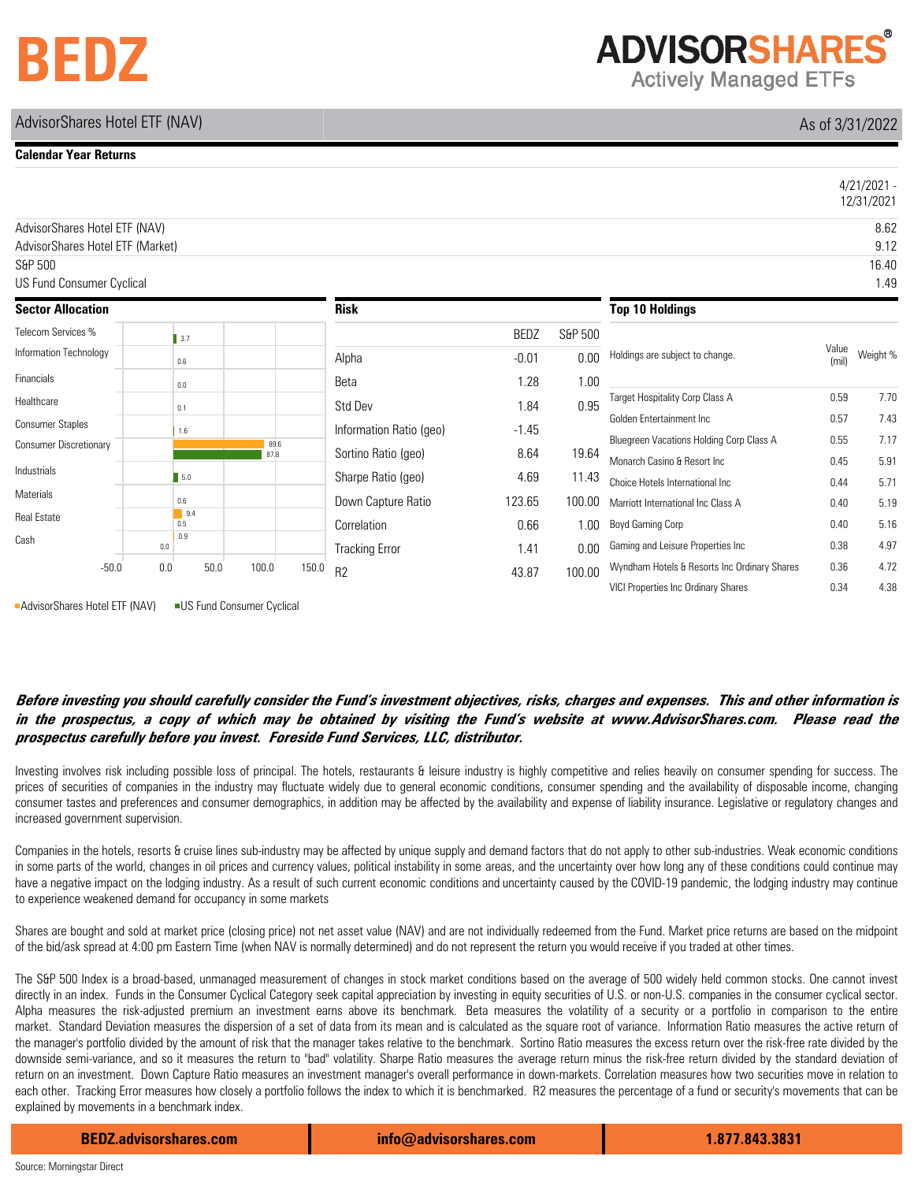# BEDZ

**ADVISORSHARES®**
Actively Managed ETFs

AdvisorShares Hotel ETF (NAV) — As of 3/31/2022

**Calendar Year Returns**

| | 4/21/2021 - 12/31/2021 |
|---|---|
| AdvisorShares Hotel ETF (NAV) | 8.62 |
| AdvisorShares Hotel ETF (Market) | 9.12 |
| S&P 500 | 16.40 |
| US Fund Consumer Cyclical | 1.49 |

**Sector Allocation**

Telecom Services %
3.7
Information Technology
0.6
Financials
0.0
Healthcare
0.1
Consumer Staples
1.6
Consumer Discretionary
89.6
87.8
Industrials
5.0
Materials
0.6
Real Estate
9.4
0.5
Cash
0.9
0.0

-50.0 0.0 50.0 100.0 150.0

AdvisorShares Hotel ETF (NAV) US Fund Consumer Cyclical

**Risk**

| | BEDZ | S&P 500 |
|---|---|---|
| Alpha | -0.01 | 0.00 |
| Beta | 1.28 | 1.00 |
| Std Dev | 1.84 | 0.95 |
| Information Ratio (geo) | -1.45 | |
| Sortino Ratio (geo) | 8.64 | 19.64 |
| Sharpe Ratio (geo) | 4.69 | 11.43 |
| Down Capture Ratio | 123.65 | 100.00 |
| Correlation | 0.66 | 1.00 |
| Tracking Error | 1.41 | 0.00 |
| R2 | 43.87 | 100.00 |

**Top 10 Holdings**

| Holdings are subject to change. | Value (mil) | Weight % |
|---|---|---|
| Target Hospitality Corp Class A | 0.59 | 7.70 |
| Golden Entertainment Inc | 0.57 | 7.43 |
| Bluegreen Vacations Holding Corp Class A | 0.55 | 7.17 |
| Monarch Casino & Resort Inc | 0.45 | 5.91 |
| Choice Hotels International Inc | 0.44 | 5.71 |
| Marriott International Inc Class A | 0.40 | 5.19 |
| Boyd Gaming Corp | 0.40 | 5.16 |
| Gaming and Leisure Properties Inc | 0.38 | 4.97 |
| Wyndham Hotels & Resorts Inc Ordinary Shares | 0.36 | 4.72 |
| VICI Properties Inc Ordinary Shares | 0.34 | 4.38 |

***Before investing you should carefully consider the Fund's investment objectives, risks, charges and expenses. This and other information is in the prospectus, a copy of which may be obtained by visiting the Fund's website at www.AdvisorShares.com. Please read the prospectus carefully before you invest. Foreside Fund Services, LLC, distributor.***

Investing involves risk including possible loss of principal. The hotels, restaurants & leisure industry is highly competitive and relies heavily on consumer spending for success. The prices of securities of companies in the industry may fluctuate widely due to general economic conditions, consumer spending and the availability of disposable income, changing consumer tastes and preferences and consumer demographics, in addition may be affected by the availability and expense of liability insurance. Legislative or regulatory changes and increased government supervision.

Companies in the hotels, resorts & cruise lines sub-industry may be affected by unique supply and demand factors that do not apply to other sub-industries. Weak economic conditions in some parts of the world, changes in oil prices and currency values, political instability in some areas, and the uncertainty over how long any of these conditions could continue may have a negative impact on the lodging industry. As a result of such current economic conditions and uncertainty caused by the COVID-19 pandemic, the lodging industry may continue to experience weakened demand for occupancy in some markets

Shares are bought and sold at market price (closing price) not net asset value (NAV) and are not individually redeemed from the Fund. Market price returns are based on the midpoint of the bid/ask spread at 4:00 pm Eastern Time (when NAV is normally determined) and do not represent the return you would receive if you traded at other times.

The S&P 500 Index is a broad-based, unmanaged measurement of changes in stock market conditions based on the average of 500 widely held common stocks. One cannot invest directly in an index. Funds in the Consumer Cyclical Category seek capital appreciation by investing in equity securities of U.S. or non-U.S. companies in the consumer cyclical sector. Alpha measures the risk-adjusted premium an investment earns above its benchmark. Beta measures the volatility of a security or a portfolio in comparison to the entire market. Standard Deviation measures the dispersion of a set of data from its mean and is calculated as the square root of variance. Information Ratio measures the active return of the manager's portfolio divided by the amount of risk that the manager takes relative to the benchmark. Sortino Ratio measures the excess return over the risk-free rate divided by the downside semi-variance, and so it measures the return to "bad" volatility. Sharpe Ratio measures the average return minus the risk-free return divided by the standard deviation of return on an investment. Down Capture Ratio measures an investment manager's overall performance in down-markets. Correlation measures how two securities move in relation to each other. Tracking Error measures how closely a portfolio follows the index to which it is benchmarked. R2 measures the percentage of a fund or security's movements that can be explained by movements in a benchmark index.

**BEDZ.advisorshares.com** | **info@advisorshares.com** | **1.877.843.3831**

Source: Morningstar Direct